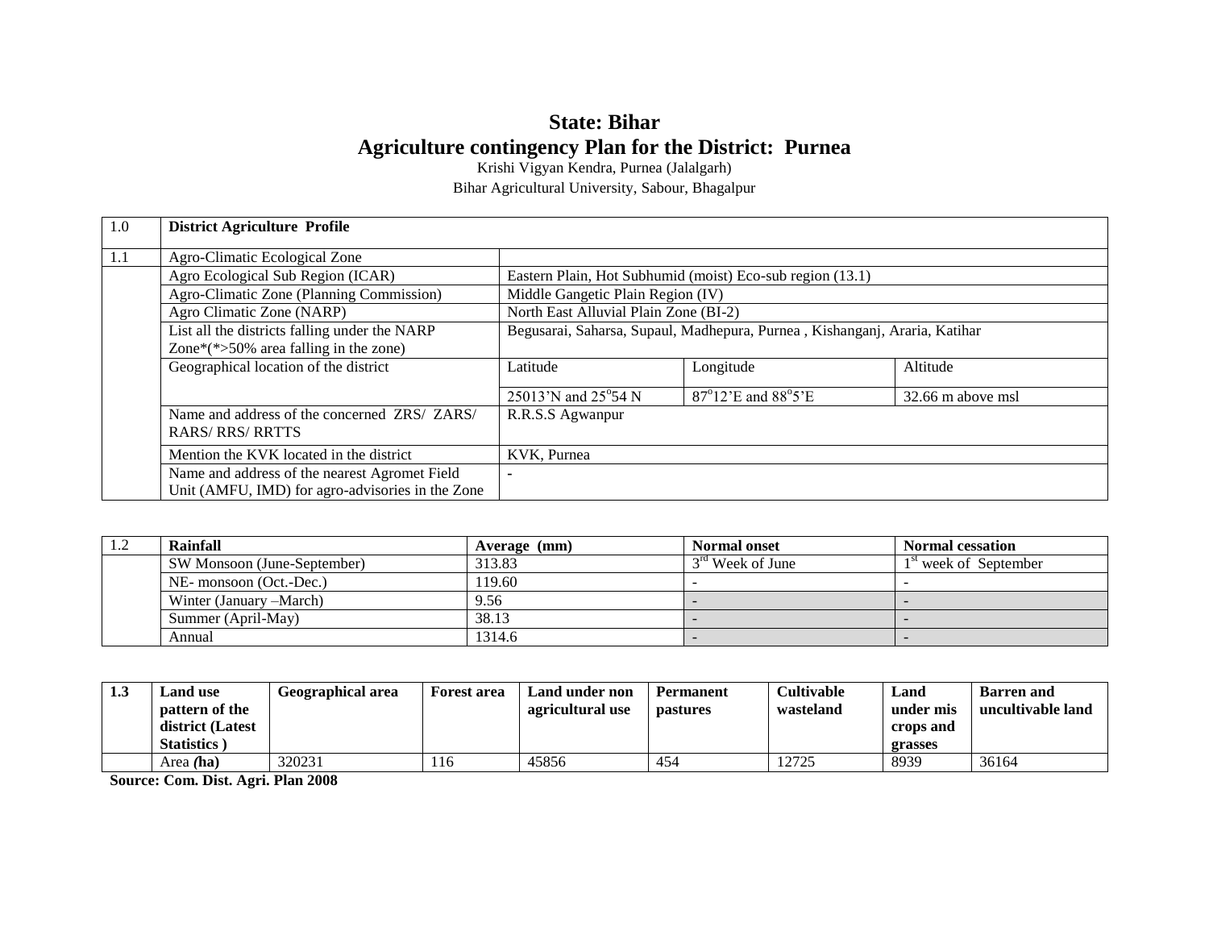# State: Bihar
# Agriculture contingency Plan for the District: Purnea

Krishi Vigyan Kendra, Purnea (Jalalgarh)

Bihar Agricultural University, Sabour, Bhagalpur

| 1.0 | **District Agriculture Profile** | | | |
|---|---|---|---|---|
| 1.1 | Agro-Climatic Ecological Zone | | | |
| | Agro Ecological Sub Region (ICAR) | Eastern Plain, Hot Subhumid (moist) Eco-sub region (13.1) | | |
| | Agro-Climatic Zone (Planning Commission) | Middle Gangetic Plain Region (IV) | | |
| | Agro Climatic Zone (NARP) | North East Alluvial Plain Zone (BI-2) | | |
| | List all the districts falling under the NARP Zone*(*>50% area falling in the zone) | Begusarai, Saharsa, Supaul, Madhepura, Purnea , Kishanganj, Araria, Katihar | | |
| | Geographical location of the district | Latitude | Longitude | Altitude |
| | | 25013'N and 25°54 N | 87°12'E and 88°5'E | 32.66 m above msl |
| | Name and address of the concerned ZRS/ ZARS/ RARS/ RRS/ RRTTS | R.R.S.S Agwanpur | | |
| | Mention the KVK located in the district | KVK, Purnea | | |
| | Name and address of the nearest Agromet Field Unit (AMFU, IMD) for agro-advisories in the Zone | - | | |

| 1.2 | **Rainfall** | **Average (mm)** | **Normal onset** | **Normal cessation** |
|---|---|---|---|---|
| | SW Monsoon (June-September) | 313.83 | 3rd Week of June | 1st week of September |
| | NE- monsoon (Oct.-Dec.) | 119.60 | - | - |
| | Winter (January –March) | 9.56 | - | - |
| | Summer (April-May) | 38.13 | - | - |
| | Annual | 1314.6 | - | - |

| **1.3** | **Land use pattern of the district (Latest Statistics )** | **Geographical area** | **Forest area** | **Land under non agricultural use** | **Permanent pastures** | **Cultivable wasteland** | **Land under mis crops and grasses** | **Barren and uncultivable land** |
|---|---|---|---|---|---|---|---|---|
| | Area **(ha)** | 320231 | 116 | 45856 | 454 | 12725 | 8939 | 36164 |

**Source: Com. Dist. Agri. Plan 2008**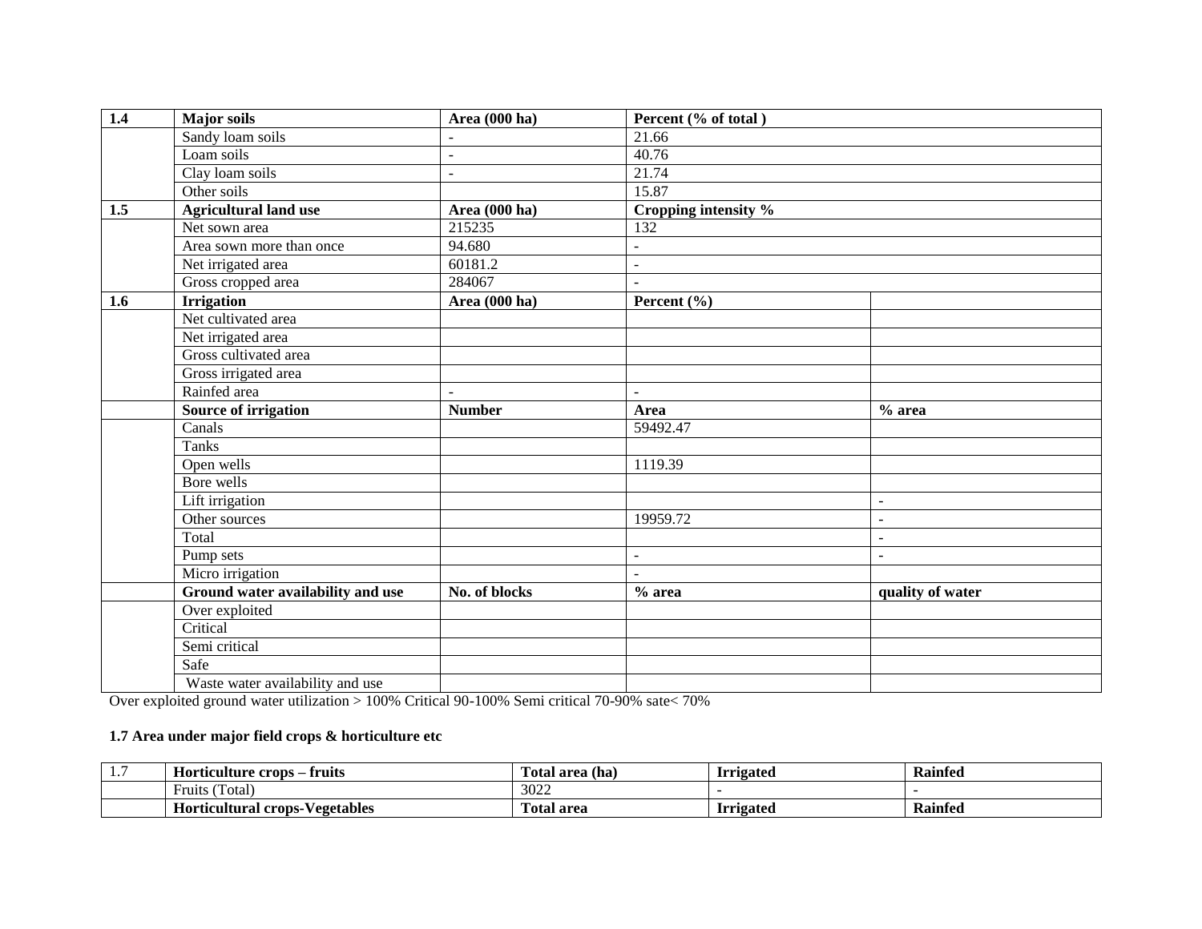| 1.4 | Major soils | Area (000 ha) | Percent (% of total ) | |
|---|---|---|---|---|
| | Sandy loam soils | - | 21.66 | |
| | Loam soils | - | 40.76 | |
| | Clay loam soils | - | 21.74 | |
| | Other soils | | 15.87 | |
| **1.5** | **Agricultural land use** | **Area (000 ha)** | **Cropping intensity %** | |
| | Net sown area | 215235 | 132 | |
| | Area sown more than once | 94.680 | - | |
| | Net irrigated area | 60181.2 | - | |
| | Gross cropped area | 284067 | - | |
| **1.6** | **Irrigation** | **Area (000 ha)** | **Percent (%)** | |
| | Net cultivated area | | | |
| | Net irrigated area | | | |
| | Gross cultivated area | | | |
| | Gross irrigated area | | | |
| | Rainfed area | - | - | |
| | **Source of irrigation** | **Number** | **Area** | **% area** |
| | Canals | | 59492.47 | |
| | Tanks | | | |
| | Open wells | | 1119.39 | |
| | Bore wells | | | |
| | Lift irrigation | | | - |
| | Other sources | | 19959.72 | - |
| | Total | | | - |
| | Pump sets | | - | - |
| | Micro irrigation | | - | |
| | **Ground water availability and use** | **No. of blocks** | **% area** | **quality of water** |
| | Over exploited | | | |
| | Critical | | | |
| | Semi critical | | | |
| | Safe | | | |
| | Waste water availability and use | | | |

Over exploited ground water utilization > 100% Critical 90-100% Semi critical 70-90% sate< 70%

**1.7 Area under major field crops & horticulture etc**

| 1.7 | Horticulture crops – fruits | Total area (ha) | Irrigated | Rainfed |
|---|---|---|---|---|
| | Fruits (Total) | 3022 | - | - |
| | **Horticultural crops-Vegetables** | **Total area** | **Irrigated** | **Rainfed** |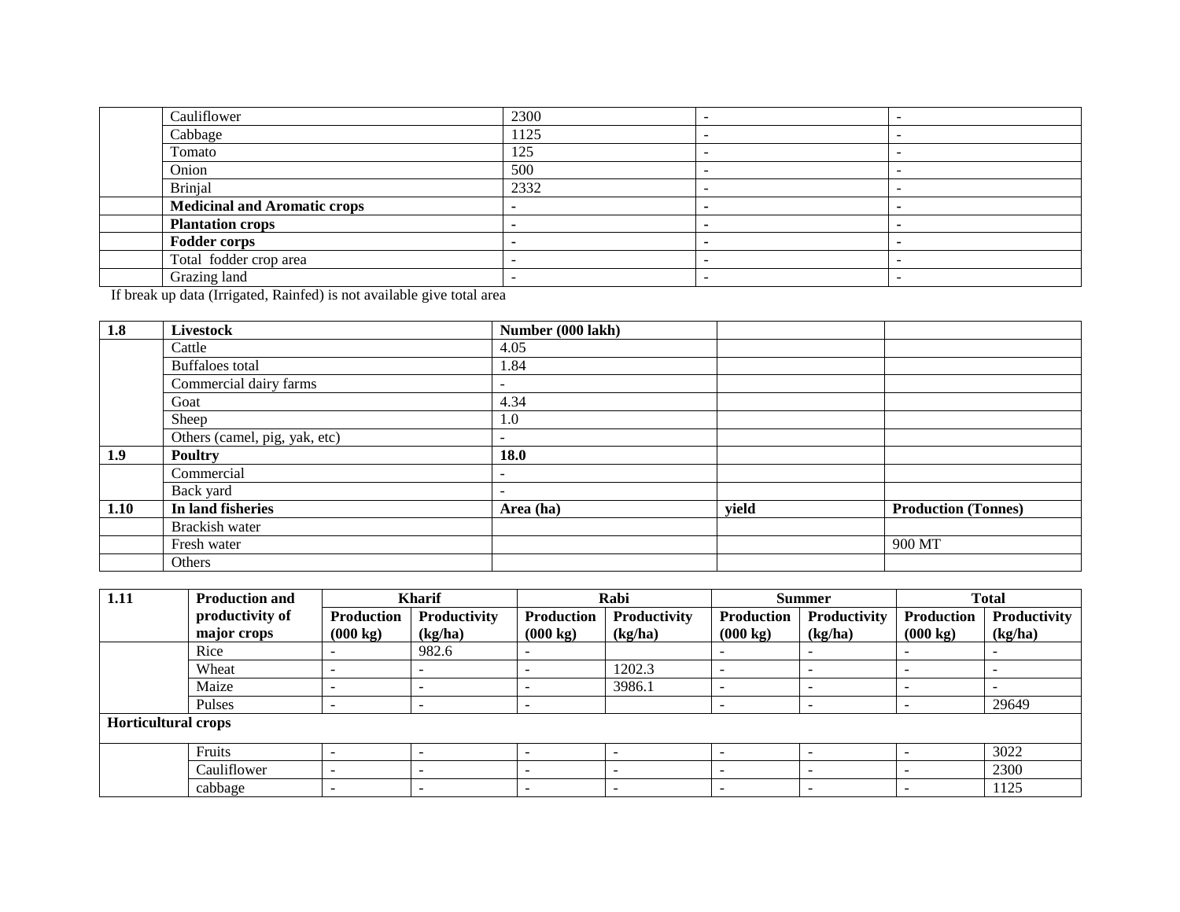|  |  |  |  |  |
|---|---|---|---|---|
|  | Cauliflower | 2300 | - | - |
|  | Cabbage | 1125 | - | - |
|  | Tomato | 125 | - | - |
|  | Onion | 500 | - | - |
|  | Brinjal | 2332 | - | - |
|  | **Medicinal and Aromatic crops** | - | - | - |
|  | **Plantation crops** | - | - | - |
|  | **Fodder corps** | - | - | - |
|  | Total fodder crop area | - | - | - |
|  | Grazing land | - | - | - |

If break up data (Irrigated, Rainfed) is not available give total area

| **1.8** | **Livestock** | **Number (000 lakh)** |  |  |
|---|---|---|---|---|
|  | Cattle | 4.05 |  |  |
|  | Buffaloes total | 1.84 |  |  |
|  | Commercial dairy farms | - |  |  |
|  | Goat | 4.34 |  |  |
|  | Sheep | 1.0 |  |  |
|  | Others (camel, pig, yak, etc) | - |  |  |
| **1.9** | **Poultry** | **18.0** |  |  |
|  | Commercial | - |  |  |
|  | Back yard | - |  |  |
| **1.10** | **In land fisheries** | **Area (ha)** | **yield** | **Production (Tonnes)** |
|  | Brackish water |  |  |  |
|  | Fresh water |  |  | 900 MT |
|  | Others |  |  |  |

| **1.11** | **Production and productivity of major crops** | **Kharif** |  | **Rabi** |  | **Summer** |  | **Total** |  |
|---|---|---|---|---|---|---|---|---|---|
|  |  | **Production (000 kg)** | **Productivity (kg/ha)** | **Production (000 kg)** | **Productivity (kg/ha)** | **Production (000 kg)** | **Productivity (kg/ha)** | **Production (000 kg)** | **Productivity (kg/ha)** |
|  | Rice | - | 982.6 | - |  | - | - | - | - |
|  | Wheat | - | - | - | 1202.3 | - | - | - | - |
|  | Maize | - | - | - | 3986.1 | - | - | - | - |
|  | Pulses | - | - | - |  | - | - | - | 29649 |
| **Horticultural crops** |  |  |  |  |  |  |  |  |  |
|  | Fruits | - | - | - | - | - | - | - | 3022 |
|  | Cauliflower | - | - | - | - | - | - | - | 2300 |
|  | cabbage | - | - | - | - | - | - | - | 1125 |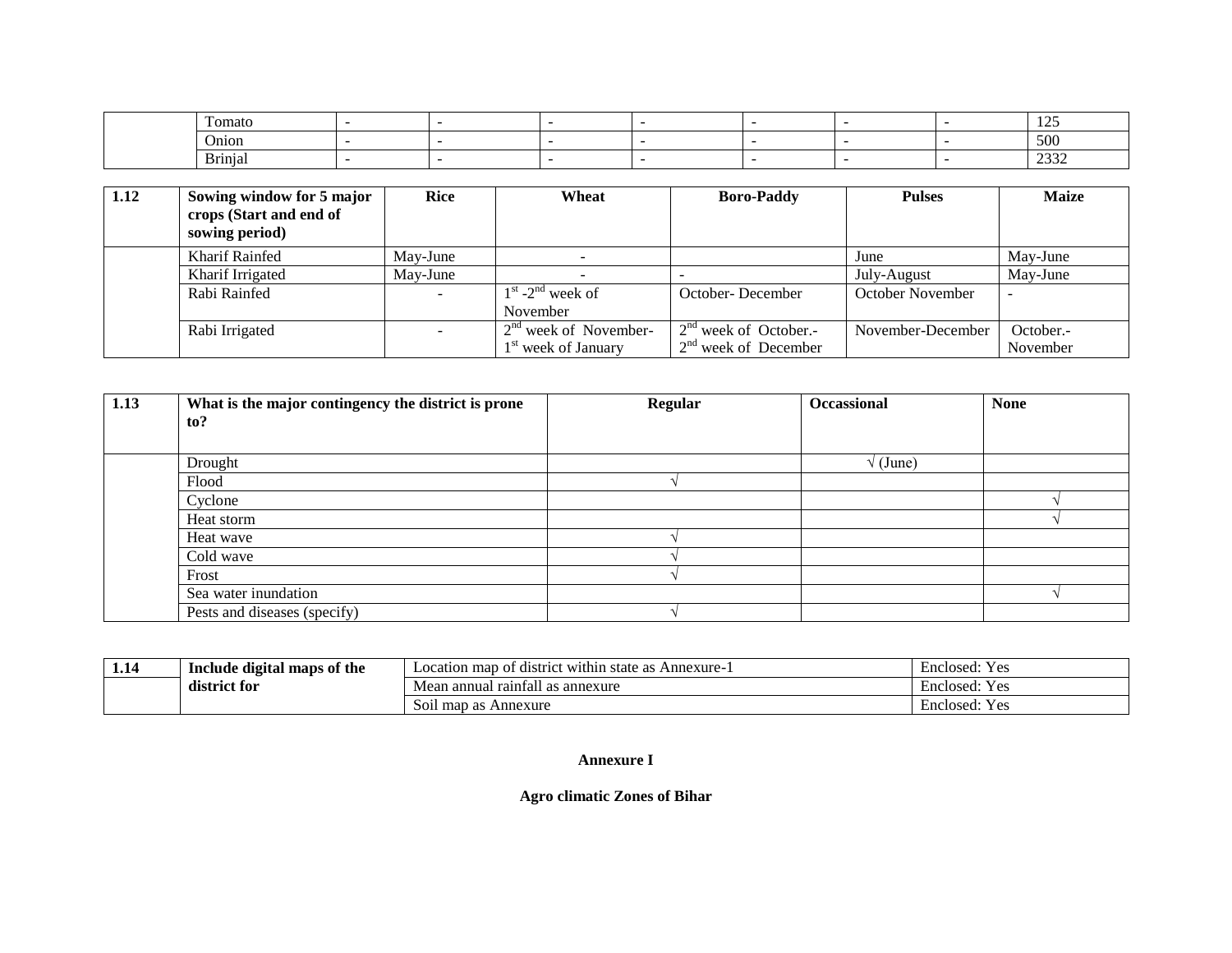|  |  |  |  |  |  |  |  |  |  |
|---|---|---|---|---|---|---|---|---|---|
|  | Tomato | - | - | - | - | - | - | - | 125 |
|  | Onion | - | - | - | - | - | - | - | 500 |
|  | Brinjal | - | - | - | - | - | - | - | 2332 |

| 1.12 | Sowing window for 5 major crops (Start and end of sowing period) | Rice | Wheat | Boro-Paddy | Pulses | Maize |
|---|---|---|---|---|---|---|
|  | Kharif Rainfed | May-June | - |  | June | May-June |
|  | Kharif Irrigated | May-June | - | - | July-August | May-June |
|  | Rabi Rainfed | - | 1st -2nd week of November | October- December | October November | - |
|  | Rabi Irrigated | - | 2nd week of November- 1st week of January | 2nd week of October.- 2nd week of December | November-December | October.- November |

| 1.13 | What is the major contingency the district is prone to? | Regular | Occassional | None |
|---|---|---|---|---|
|  | Drought |  | √ (June) |  |
|  | Flood | √ |  |  |
|  | Cyclone |  |  | √ |
|  | Heat storm |  |  | √ |
|  | Heat wave | √ |  |  |
|  | Cold wave | √ |  |  |
|  | Frost | √ |  |  |
|  | Sea water inundation |  |  | √ |
|  | Pests and diseases (specify) | √ |  |  |

| 1.14 | Include digital maps of the district for | Location map of district within state as Annexure-1 | Enclosed: Yes |
|---|---|---|---|
|  |  | Mean annual rainfall as annexure | Enclosed: Yes |
|  |  | Soil map as Annexure | Enclosed: Yes |

**Annexure I**

**Agro climatic Zones of Bihar**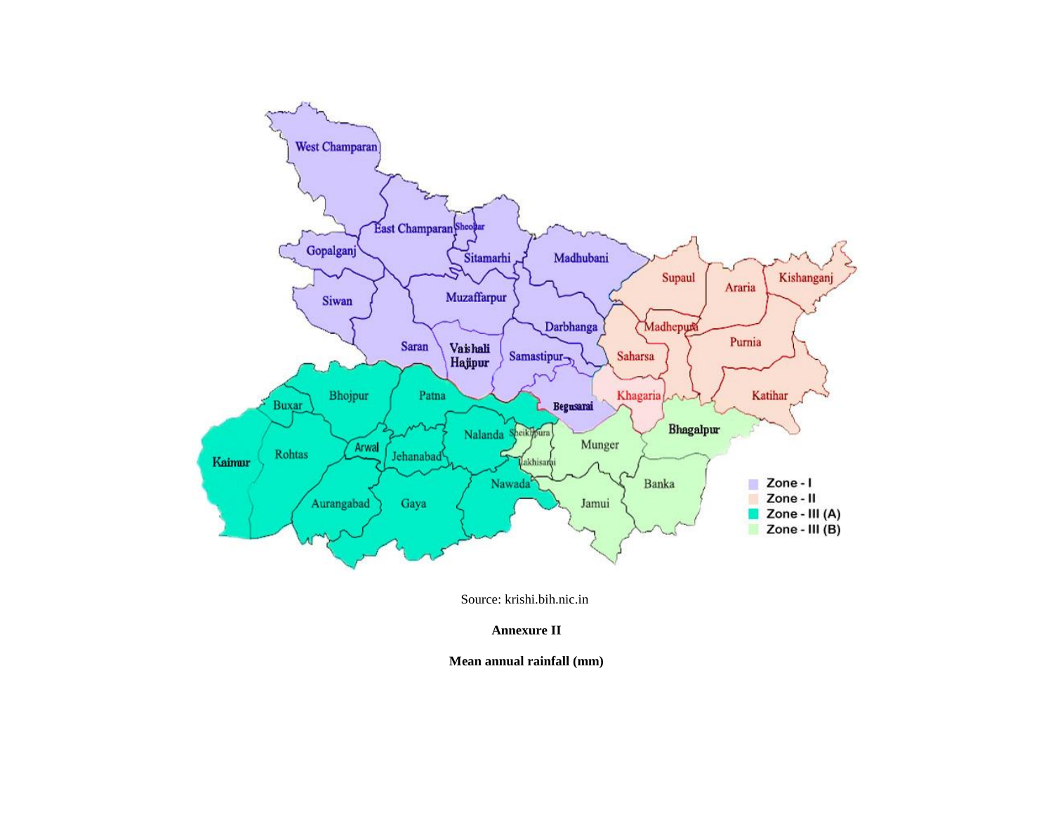Source: krishi.bih.nic.in

**Annexure II**

**Mean annual rainfall (mm)**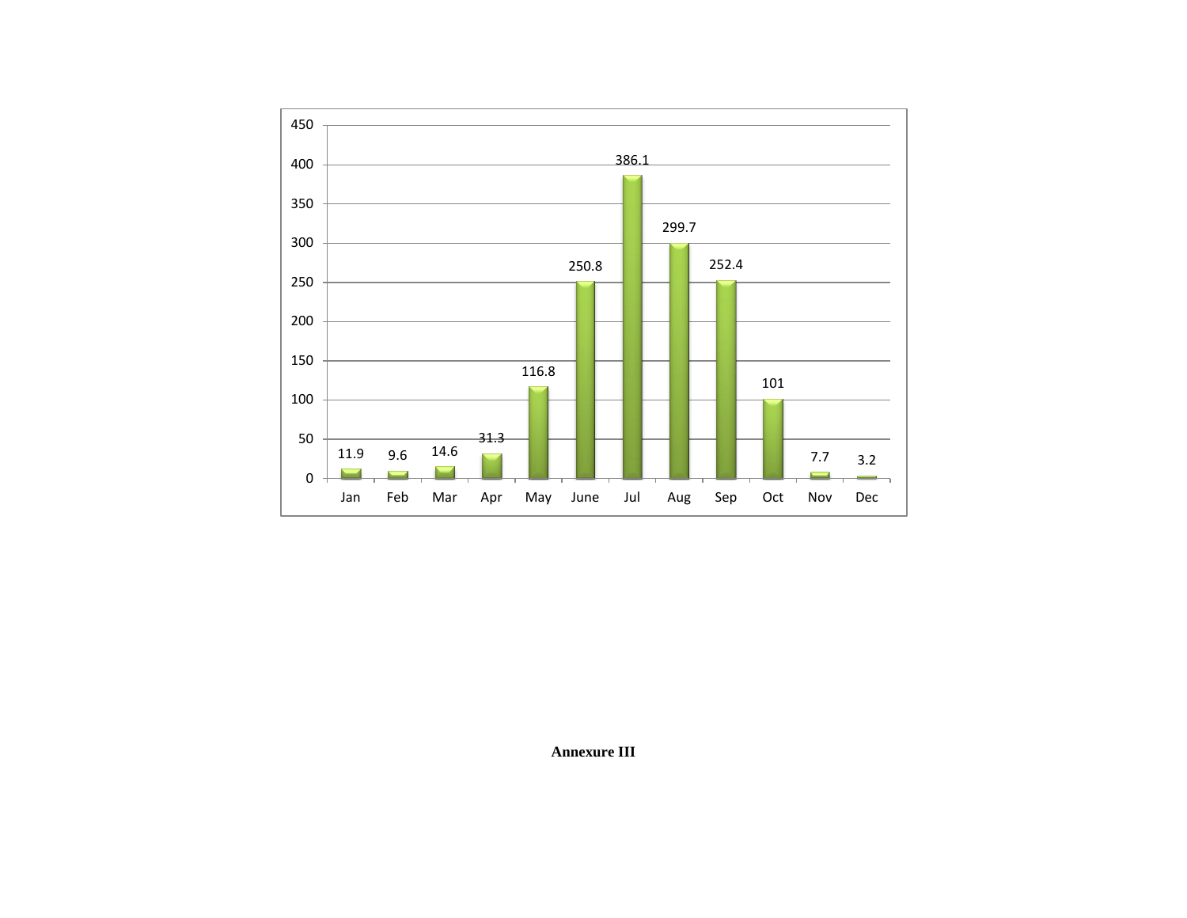| Month | Value |
|---|---|
| Jan | 11.9 |
| Feb | 9.6 |
| Mar | 14.6 |
| Apr | 31.3 |
| May | 116.8 |
| June | 250.8 |
| Jul | 386.1 |
| Aug | 299.7 |
| Sep | 252.4 |
| Oct | 101 |
| Nov | 7.7 |
| Dec | 3.2 |

**Annexure III**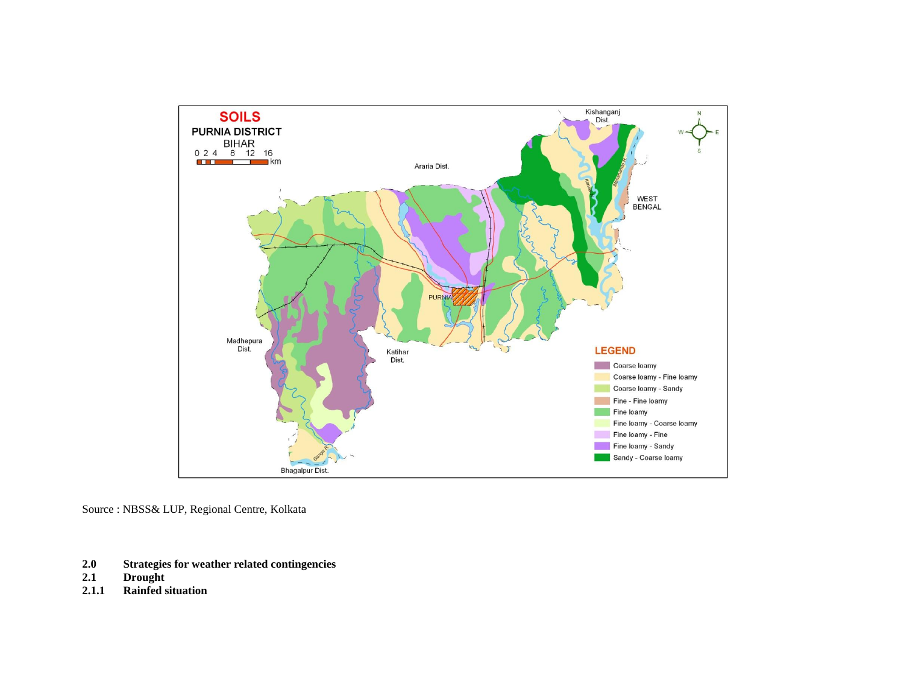Source : NBSS& LUP, Regional Centre, Kolkata

**2.0 Strategies for weather related contingencies**

**2.1 Drought**

**2.1.1 Rainfed situation**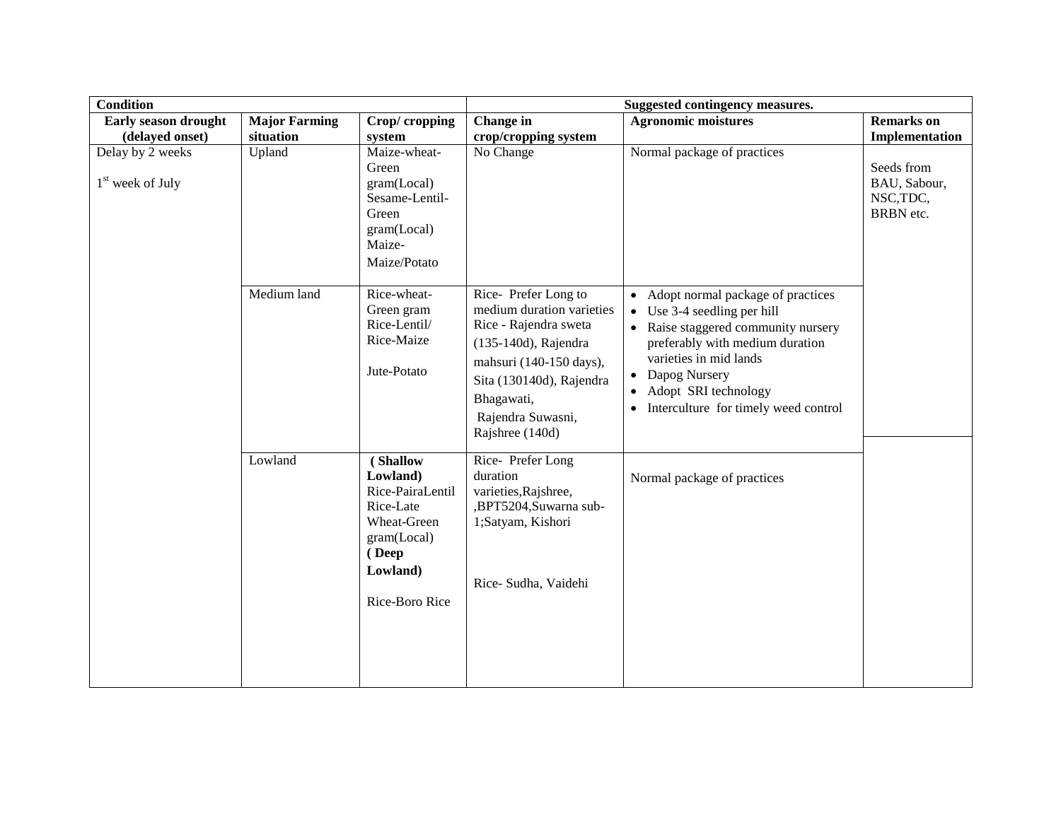| Condition | | | Suggested contingency measures. | | |
|---|---|---|---|---|---|
| **Early season drought (delayed onset)** | **Major Farming situation** | **Crop/ cropping system** | **Change in crop/cropping system** | **Agronomic moistures** | **Remarks on Implementation** |
| Delay by 2 weeks<br><br>1st week of July | Upland | Maize-wheat-Green gram(Local)<br>Sesame-Lentil-Green gram(Local)<br>Maize-Maize/Potato | No Change | Normal package of practices | Seeds from BAU, Sabour, NSC,TDC, BRBN etc. |
| | Medium land | Rice-wheat-Green gram<br>Rice-Lentil/<br>Rice-Maize<br><br>Jute-Potato | Rice- Prefer Long to medium duration varieties Rice - Rajendra sweta (135-140d), Rajendra mahsuri (140-150 days), Sita (130140d), Rajendra Bhagawati,<br>Rajendra Suwasni, Rajshree (140d) | • Adopt normal package of practices<br>• Use 3-4 seedling per hill<br>• Raise staggered community nursery preferably with medium duration varieties in mid lands<br>• Dapog Nursery<br>• Adopt SRI technology<br>• Interculture for timely weed control | |
| | Lowland | **(Shallow Lowland)**<br>Rice-PairaLentil<br>Rice-Late Wheat-Green gram(Local)<br>**(Deep Lowland)**<br><br>Rice-Boro Rice | Rice- Prefer Long duration varieties,Rajshree, ,BPT5204,Suwarna sub-1;Satyam, Kishori<br><br>Rice- Sudha, Vaidehi | Normal package of practices | |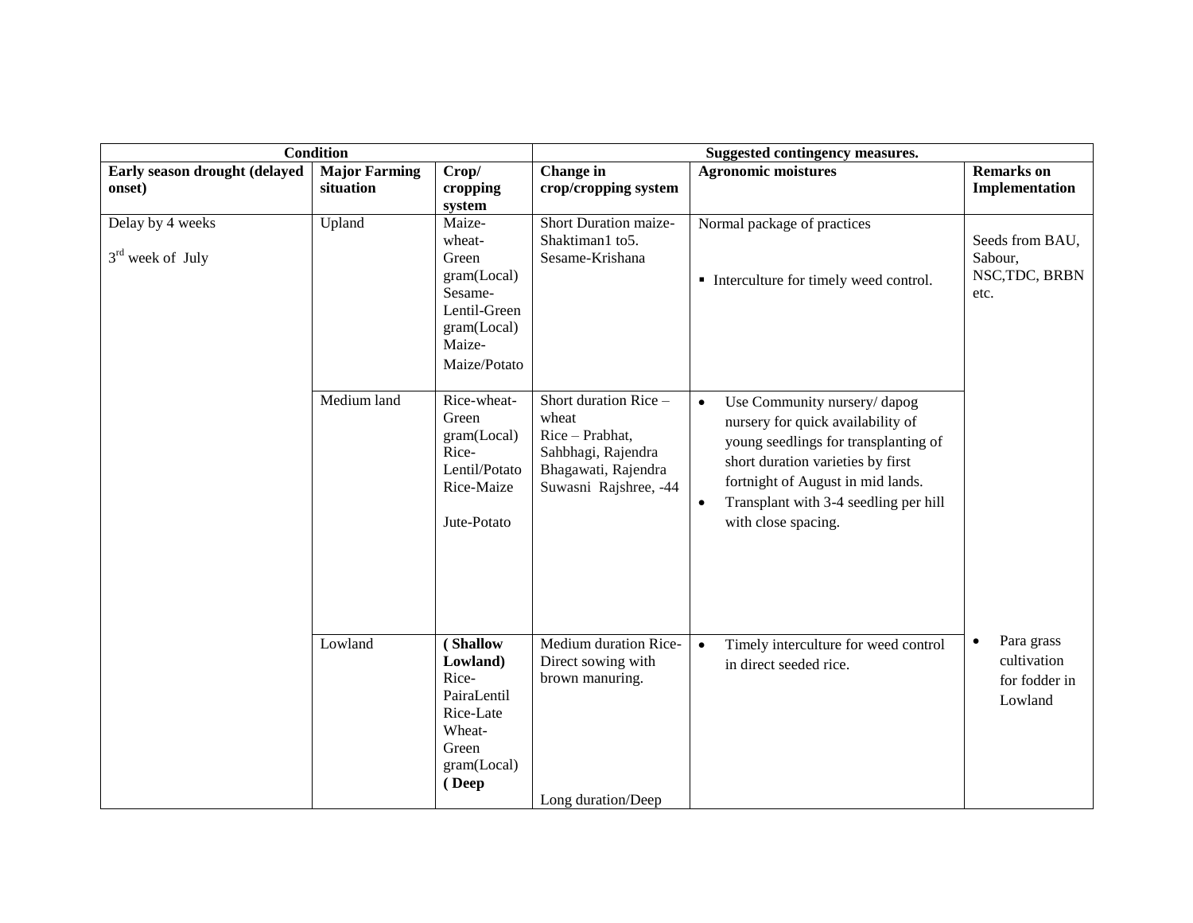| Condition | | | Suggested contingency measures. | | |
|---|---|---|---|---|---|
| **Early season drought (delayed onset)** | **Major Farming situation** | **Crop/ cropping system** | **Change in crop/cropping system** | **Agronomic moistures** | **Remarks on Implementation** |
| Delay by 4 weeks<br><br>3rd week of July | Upland | Maize-wheat-Green gram(Local) Sesame-Lentil-Green gram(Local) Maize-Maize/Potato | Short Duration maize-Shaktiman1 to5. Sesame-Krishana | Normal package of practices<br><br>▪ Interculture for timely weed control. | Seeds from BAU, Sabour, NSC,TDC, BRBN etc. |
| | Medium land | Rice-wheat-Green gram(Local) Rice-Lentil/Potato Rice-Maize<br><br>Jute-Potato | Short duration Rice – wheat<br>Rice – Prabhat, Sahbhagi, Rajendra Bhagawati, Rajendra Suwasni Rajshree, -44 | • Use Community nursery/ dapog nursery for quick availability of young seedlings for transplanting of short duration varieties by first fortnight of August in mid lands.<br>• Transplant with 3-4 seedling per hill with close spacing. | |
| | Lowland | **( Shallow Lowland)** Rice-PairaLentil Rice-Late Wheat-Green gram(Local) **( Deep** | Medium duration Rice-Direct sowing with brown manuring.<br><br>Long duration/Deep | • Timely interculture for weed control in direct seeded rice. | • Para grass cultivation for fodder in Lowland |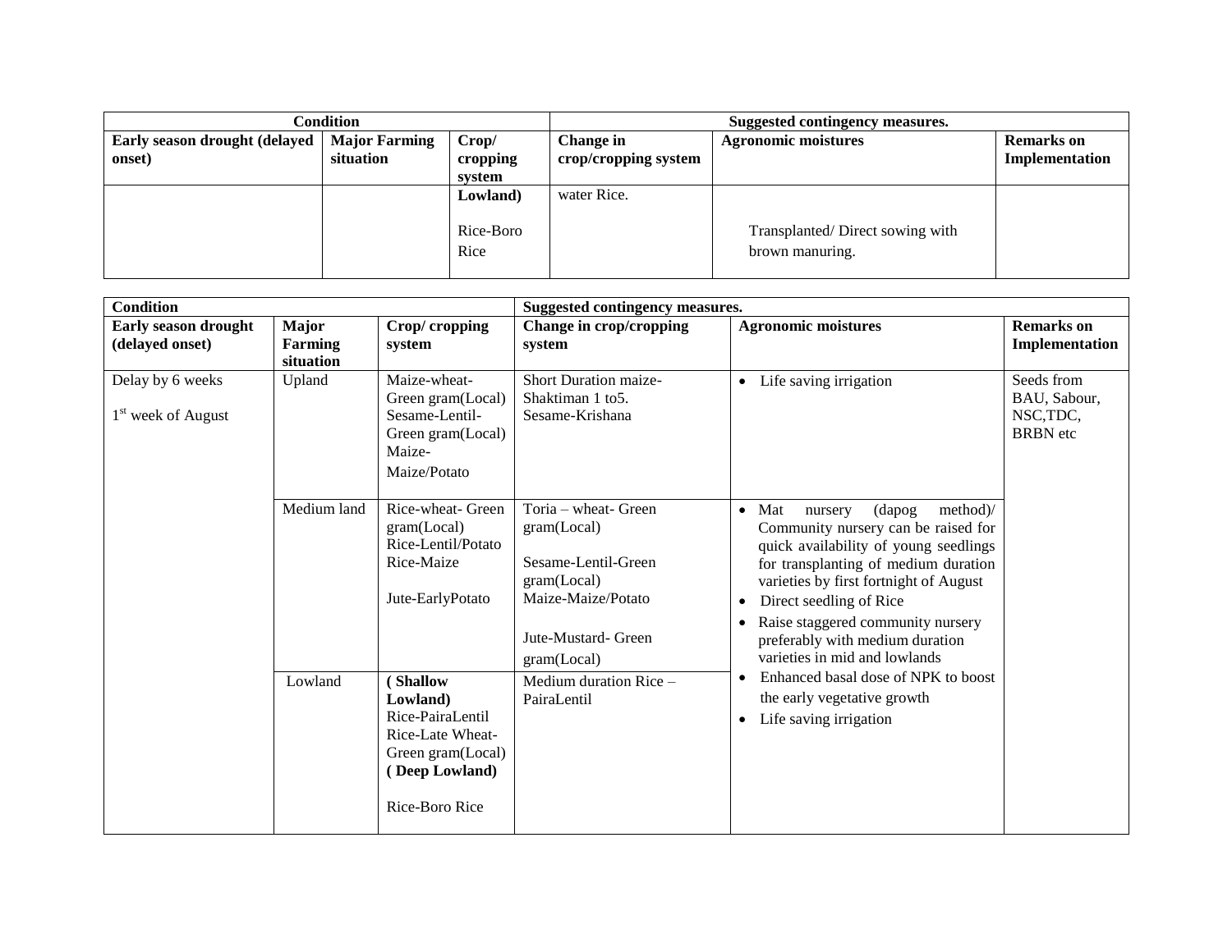| Condition | | | Suggested contingency measures. | | |
|---|---|---|---|---|---|
| **Early season drought (delayed onset)** | **Major Farming situation** | **Crop/ cropping system** | **Change in crop/cropping system** | **Agronomic moistures** | **Remarks on Implementation** |
| | | **Lowland)**<br><br>Rice-Boro Rice | water Rice. | Transplanted/ Direct sowing with brown manuring. | |

| Condition | | | Suggested contingency measures. | | |
|---|---|---|---|---|---|
| **Early season drought (delayed onset)** | **Major Farming situation** | **Crop/ cropping system** | **Change in crop/cropping system** | **Agronomic moistures** | **Remarks on Implementation** |
| Delay by 6 weeks<br><br>1st week of August | Upland | Maize-wheat-Green gram(Local)<br>Sesame-Lentil-Green gram(Local)<br>Maize-Maize/Potato | Short Duration maize-Shaktiman 1 to5.<br>Sesame-Krishana | • Life saving irrigation | Seeds from BAU, Sabour, NSC,TDC, BRBN etc |
| | Medium land | Rice-wheat- Green gram(Local)<br>Rice-Lentil/Potato<br>Rice-Maize<br><br>Jute-EarlyPotato | Toria – wheat- Green gram(Local)<br><br>Sesame-Lentil-Green gram(Local)<br>Maize-Maize/Potato<br><br>Jute-Mustard- Green gram(Local) | • Mat nursery (dapog method)/ Community nursery can be raised for quick availability of young seedlings for transplanting of medium duration varieties by first fortnight of August<br>• Direct seedling of Rice<br>• Raise staggered community nursery preferably with medium duration varieties in mid and lowlands<br>• Enhanced basal dose of NPK to boost the early vegetative growth<br>• Life saving irrigation | |
| | Lowland | **( Shallow Lowland)**<br>Rice-PairaLentil<br>Rice-Late Wheat-Green gram(Local)<br>**( Deep Lowland)**<br><br>Rice-Boro Rice | Medium duration Rice – PairaLentil | | |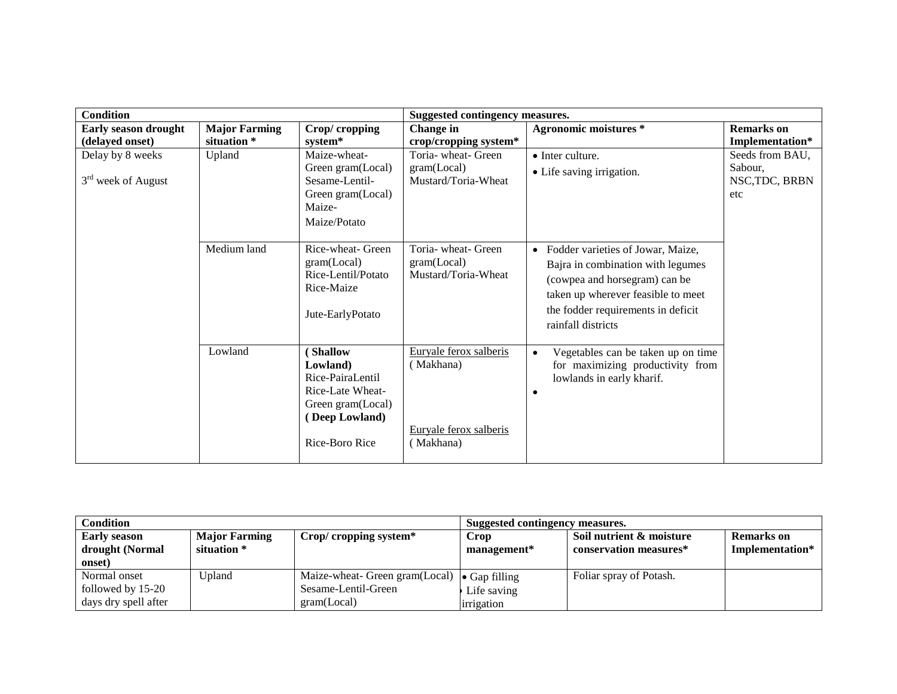| **Condition** | | | **Suggested contingency measures.** | | |
|---|---|---|---|---|---|
| **Early season drought (delayed onset)** | **Major Farming situation \*** | **Crop/ cropping system\*** | **Change in crop/cropping system\*** | **Agronomic moistures \*** | **Remarks on Implementation\*** |
| Delay by 8 weeks<br><br>3rd week of August | Upland | Maize-wheat-Green gram(Local)<br>Sesame-Lentil-Green gram(Local)<br>Maize-Maize/Potato | Toria- wheat- Green gram(Local)<br>Mustard/Toria-Wheat | • Inter culture.<br>• Life saving irrigation. | Seeds from BAU, Sabour, NSC,TDC, BRBN etc |
| | Medium land | Rice-wheat- Green gram(Local)<br>Rice-Lentil/Potato<br>Rice-Maize<br><br>Jute-EarlyPotato | Toria- wheat- Green gram(Local)<br>Mustard/Toria-Wheat | • Fodder varieties of Jowar, Maize, Bajra in combination with legumes (cowpea and horsegram) can be taken up wherever feasible to meet the fodder requirements in deficit rainfall districts | |
| | Lowland | **( Shallow Lowland)**<br>Rice-PairaLentil<br>Rice-Late Wheat-Green gram(Local)<br>**( Deep Lowland)**<br><br>Rice-Boro Rice | Euryale ferox salberis ( Makhana)<br><br><br>Euryale ferox salberis ( Makhana) | • Vegetables can be taken up on time for maximizing productivity from lowlands in early kharif.<br>• | |

| **Condition** | | | **Suggested contingency measures.** | | |
|---|---|---|---|---|---|
| **Early season drought (Normal onset)** | **Major Farming situation \*** | **Crop/ cropping system\*** | **Crop management\*** | **Soil nutrient & moisture conservation measures\*** | **Remarks on Implementation\*** |
| Normal onset followed by 15-20 days dry spell after | Upland | Maize-wheat- Green gram(Local)<br>Sesame-Lentil-Green gram(Local) | • Gap filling<br>• Life saving irrigation | Foliar spray of Potash. | |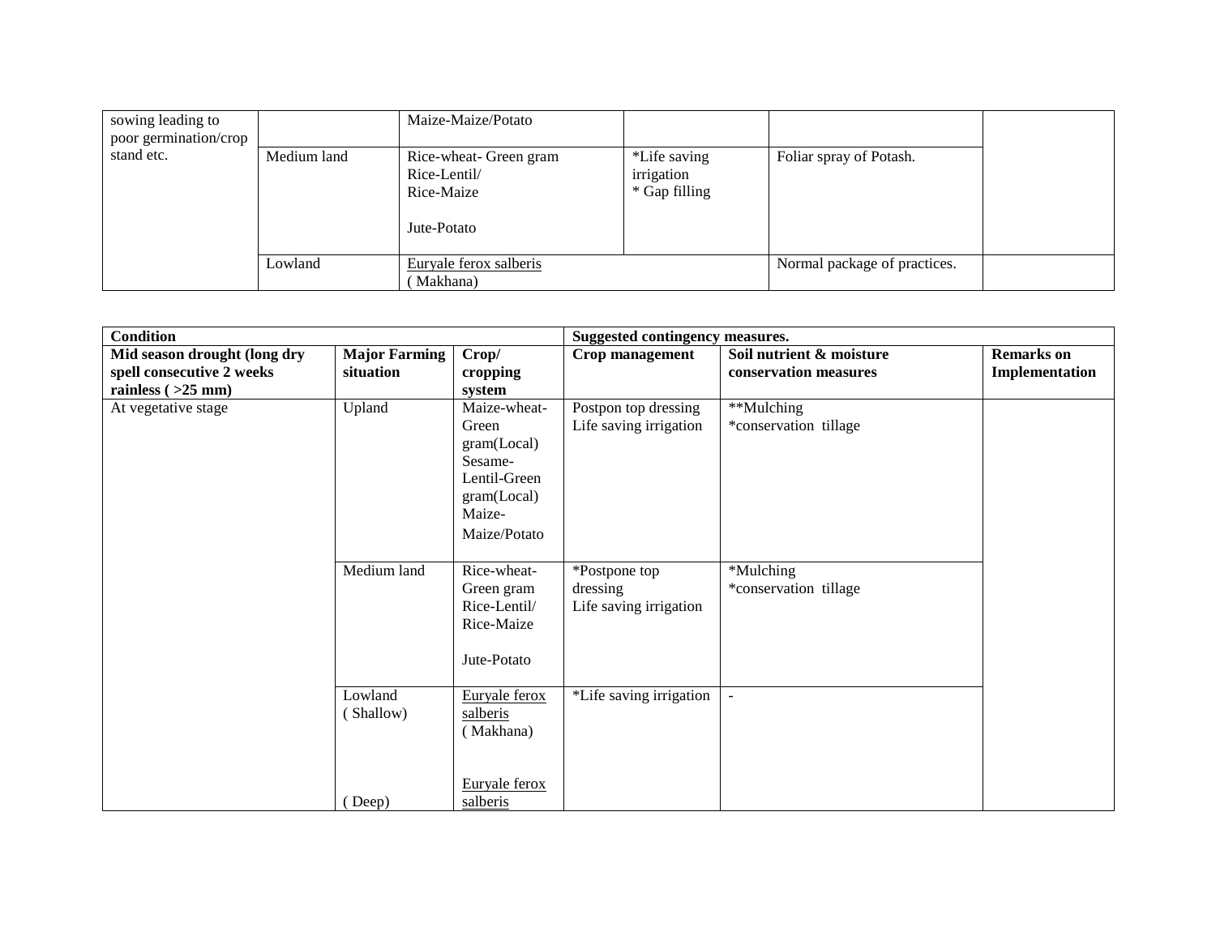| sowing leading to poor germination/crop stand etc. | | Maize-Maize/Potato | | | |
|---|---|---|---|---|---|
| | Medium land | Rice-wheat- Green gram<br>Rice-Lentil/<br>Rice-Maize<br><br>Jute-Potato | *Life saving irrigation<br>* Gap filling | Foliar spray of Potash. | |
| | Lowland | Euryale ferox salberis<br>( Makhana) | | Normal package of practices. | |

| Condition | | | Suggested contingency measures. | | |
|---|---|---|---|---|---|
| **Mid season drought (long dry spell consecutive 2 weeks rainless ( >25 mm)** | **Major Farming situation** | **Crop/ cropping system** | **Crop management** | **Soil nutrient & moisture conservation measures** | **Remarks on Implementation** |
| At vegetative stage | Upland | Maize-wheat-Green gram(Local)<br>Sesame-Lentil-Green gram(Local)<br>Maize-Maize/Potato | Postpon top dressing<br>Life saving irrigation | **Mulching<br>*conservation tillage | |
| | Medium land | Rice-wheat-Green gram<br>Rice-Lentil/<br>Rice-Maize<br><br>Jute-Potato | *Postpone top dressing<br>Life saving irrigation | *Mulching<br>*conservation tillage | |
| | Lowland<br>( Shallow)<br><br><br>( Deep) | Euryale ferox salberis<br>( Makhana)<br><br>Euryale ferox salberis | *Life saving irrigation | - | |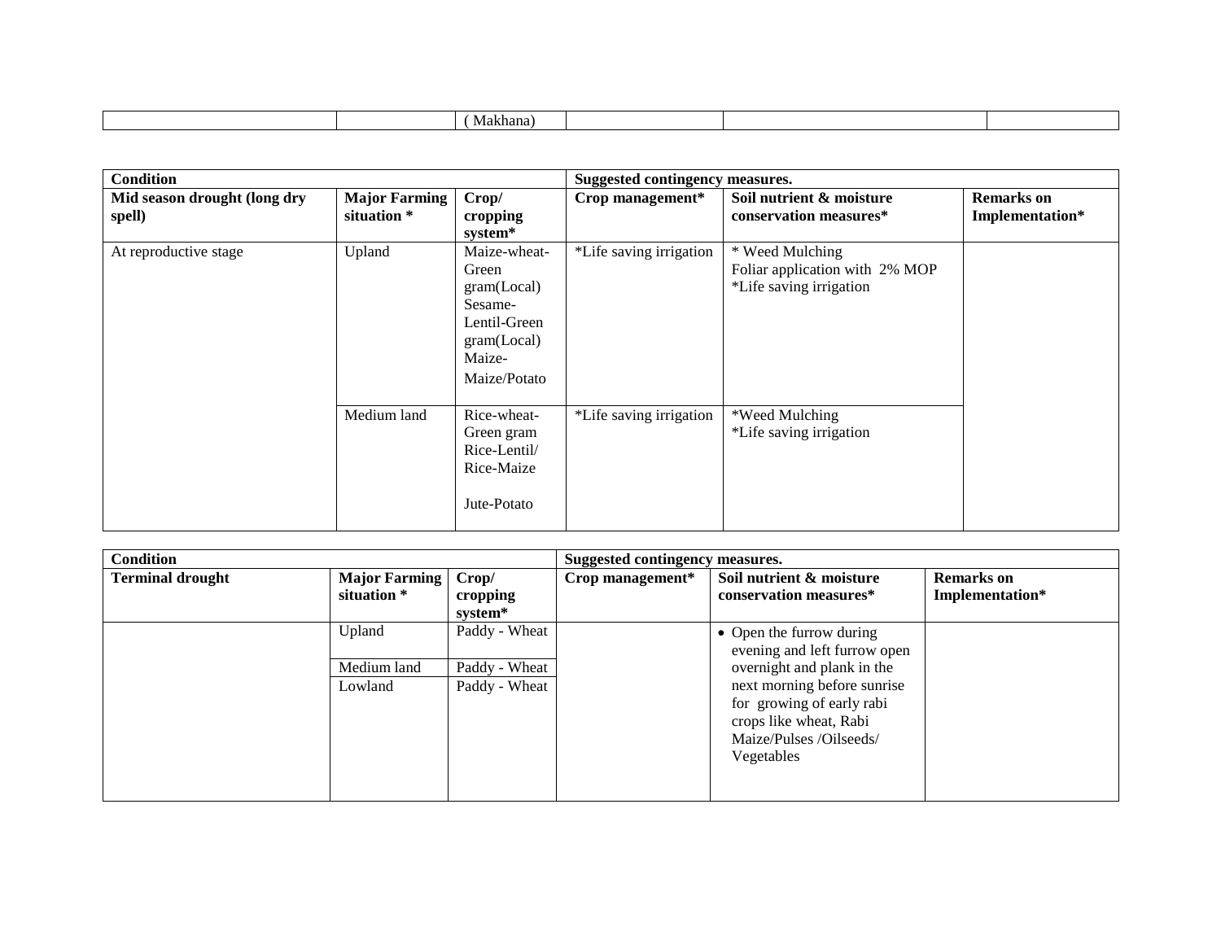| | | ( Makhana) | | | |
|---|---|---|---|---|---|

| **Condition** | | | **Suggested contingency measures.** | | |
|---|---|---|---|---|---|
| **Mid season drought (long dry spell)** | **Major Farming situation \*** | **Crop/ cropping system\*** | **Crop management\*** | **Soil nutrient & moisture conservation measures\*** | **Remarks on Implementation\*** |
| At reproductive stage | Upland | Maize-wheat-Green gram(Local) Sesame-Lentil-Green gram(Local) Maize-Maize/Potato | *Life saving irrigation | * Weed Mulching Foliar application with 2% MOP *Life saving irrigation | |
| | Medium land | Rice-wheat-Green gram Rice-Lentil/ Rice-Maize Jute-Potato | *Life saving irrigation | *Weed Mulching *Life saving irrigation | |

| **Condition** | | | **Suggested contingency measures.** | | |
|---|---|---|---|---|---|
| **Terminal drought** | **Major Farming situation \*** | **Crop/ cropping system\*** | **Crop management\*** | **Soil nutrient & moisture conservation measures\*** | **Remarks on Implementation\*** |
| | Upland | Paddy - Wheat | | • Open the furrow during evening and left furrow open overnight and plank in the next morning before sunrise for growing of early rabi crops like wheat, Rabi Maize/Pulses /Oilseeds/ Vegetables | |
| | Medium land | Paddy - Wheat | | | |
| | Lowland | Paddy - Wheat | | | |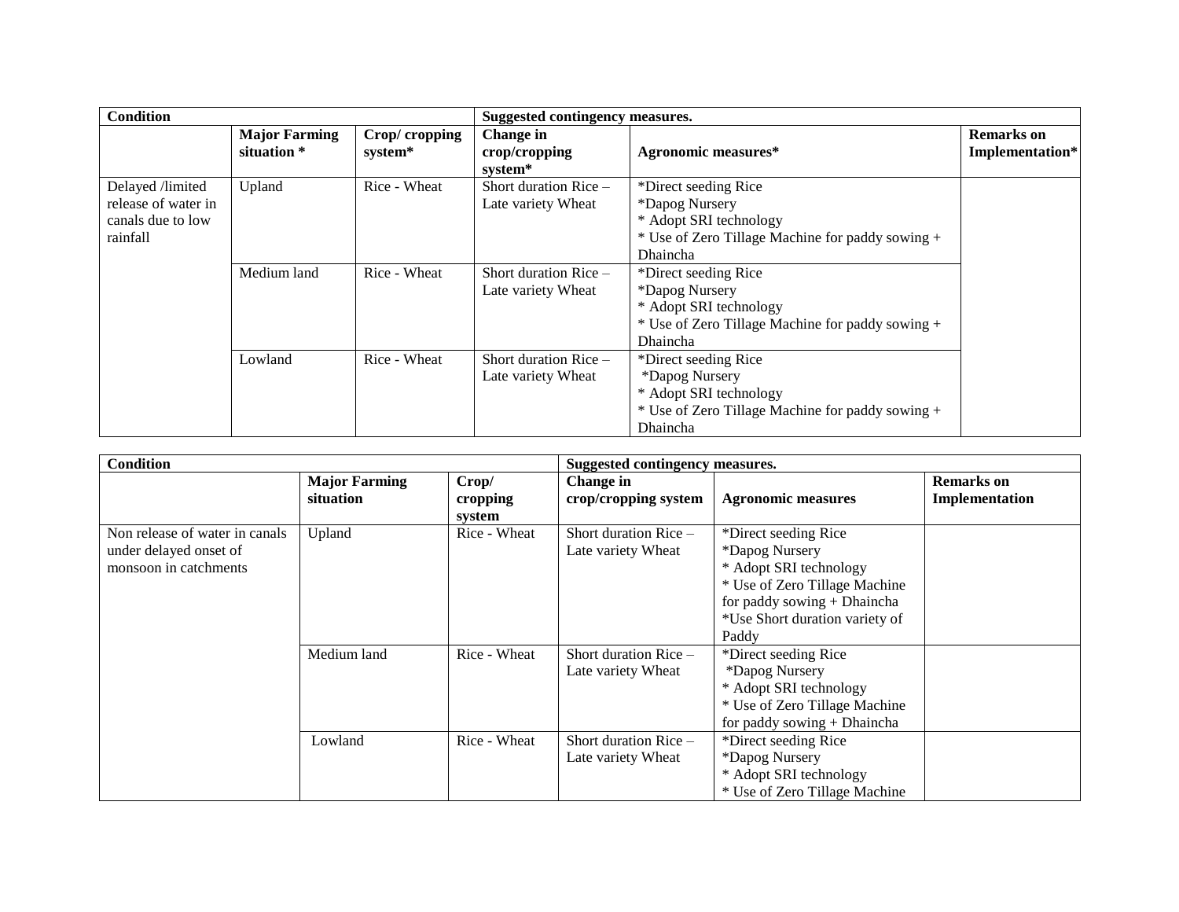| Condition | | | Suggested contingency measures. | | |
|---|---|---|---|---|---|
| | Major Farming situation * | Crop/ cropping system* | Change in crop/cropping system* | Agronomic measures* | Remarks on Implementation* |
| Delayed /limited release of water in canals due to low rainfall | Upland | Rice - Wheat | Short duration Rice – Late variety Wheat | *Direct seeding Rice<br>*Dapog Nursery<br>* Adopt SRI technology<br>* Use of Zero Tillage Machine for paddy sowing + Dhaincha | |
| | Medium land | Rice - Wheat | Short duration Rice – Late variety Wheat | *Direct seeding Rice<br>*Dapog Nursery<br>* Adopt SRI technology<br>* Use of Zero Tillage Machine for paddy sowing + Dhaincha | |
| | Lowland | Rice - Wheat | Short duration Rice – Late variety Wheat | *Direct seeding Rice<br>*Dapog Nursery<br>* Adopt SRI technology<br>* Use of Zero Tillage Machine for paddy sowing + Dhaincha | |

| Condition | | | Suggested contingency measures. | | |
|---|---|---|---|---|---|
| | Major Farming situation | Crop/ cropping system | Change in crop/cropping system | Agronomic measures | Remarks on Implementation |
| Non release of water in canals under delayed onset of monsoon in catchments | Upland | Rice - Wheat | Short duration Rice – Late variety Wheat | *Direct seeding Rice<br>*Dapog Nursery<br>* Adopt SRI technology<br>* Use of Zero Tillage Machine for paddy sowing + Dhaincha<br>*Use Short duration variety of Paddy | |
| | Medium land | Rice - Wheat | Short duration Rice – Late variety Wheat | *Direct seeding Rice<br>*Dapog Nursery<br>* Adopt SRI technology<br>* Use of Zero Tillage Machine for paddy sowing + Dhaincha | |
| | Lowland | Rice - Wheat | Short duration Rice – Late variety Wheat | *Direct seeding Rice<br>*Dapog Nursery<br>* Adopt SRI technology<br>* Use of Zero Tillage Machine | |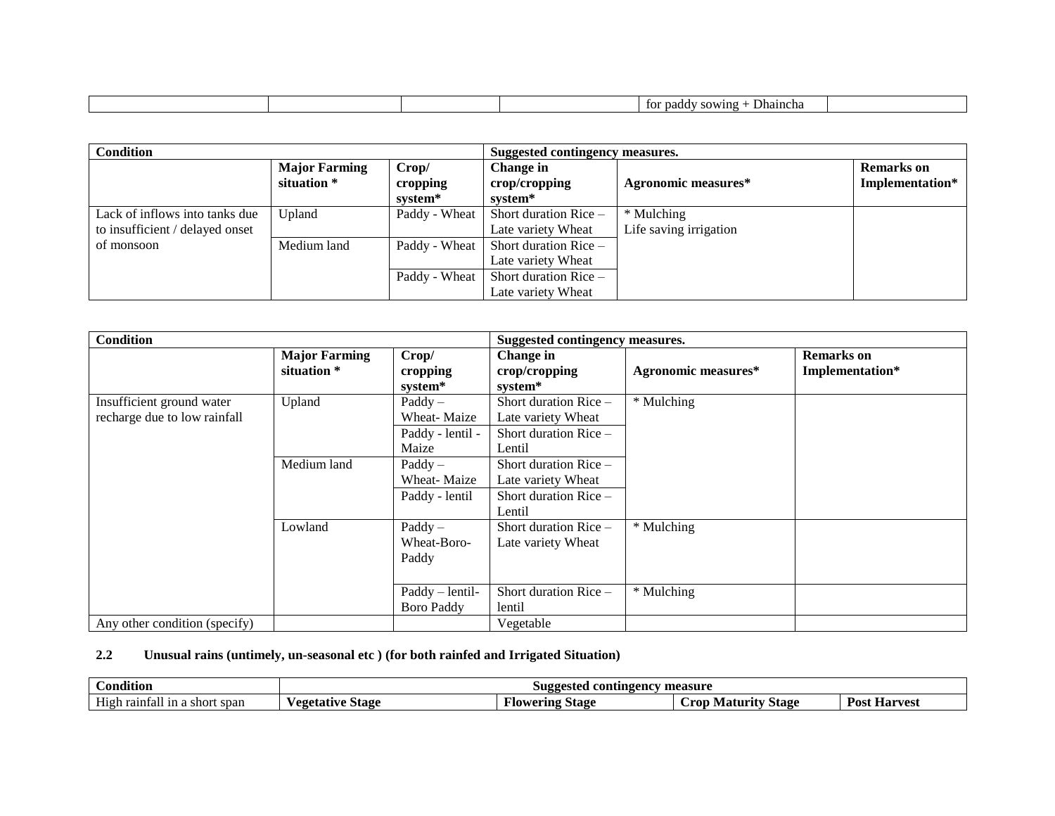| | | | | for paddy sowing + Dhaincha | |
|---|---|---|---|---|---|

| Condition | | | Suggested contingency measures. | | |
|---|---|---|---|---|---|
| | Major Farming situation * | Crop/ cropping system* | Change in crop/cropping system* | Agronomic measures* | Remarks on Implementation* |
| Lack of inflows into tanks due to insufficient / delayed onset of monsoon | Upland | Paddy - Wheat | Short duration Rice – Late variety Wheat | * Mulching Life saving irrigation | |
| | Medium land | Paddy - Wheat | Short duration Rice – Late variety Wheat | | |
| | | Paddy - Wheat | Short duration Rice – Late variety Wheat | | |

| Condition | | | Suggested contingency measures. | | |
|---|---|---|---|---|---|
| | Major Farming situation * | Crop/ cropping system* | Change in crop/cropping system* | Agronomic measures* | Remarks on Implementation* |
| Insufficient ground water recharge due to low rainfall | Upland | Paddy – Wheat- Maize | Short duration Rice – Late variety Wheat | * Mulching | |
| | | Paddy - lentil - Maize | Short duration Rice – Lentil | | |
| | Medium land | Paddy – Wheat- Maize | Short duration Rice – Late variety Wheat | | |
| | | Paddy - lentil | Short duration Rice – Lentil | | |
| | Lowland | Paddy – Wheat-Boro-Paddy | Short duration Rice – Late variety Wheat | * Mulching | |
| | | Paddy – lentil-Boro Paddy | Short duration Rice – lentil | * Mulching | |
| Any other condition (specify) | | | Vegetable | | |

**2.2 Unusual rains (untimely, un-seasonal etc ) (for both rainfed and Irrigated Situation)**

| Condition | Suggested contingency measure | | | |
|---|---|---|---|---|
| High rainfall in a short span | **Vegetative Stage** | **Flowering Stage** | **Crop Maturity Stage** | **Post Harvest** |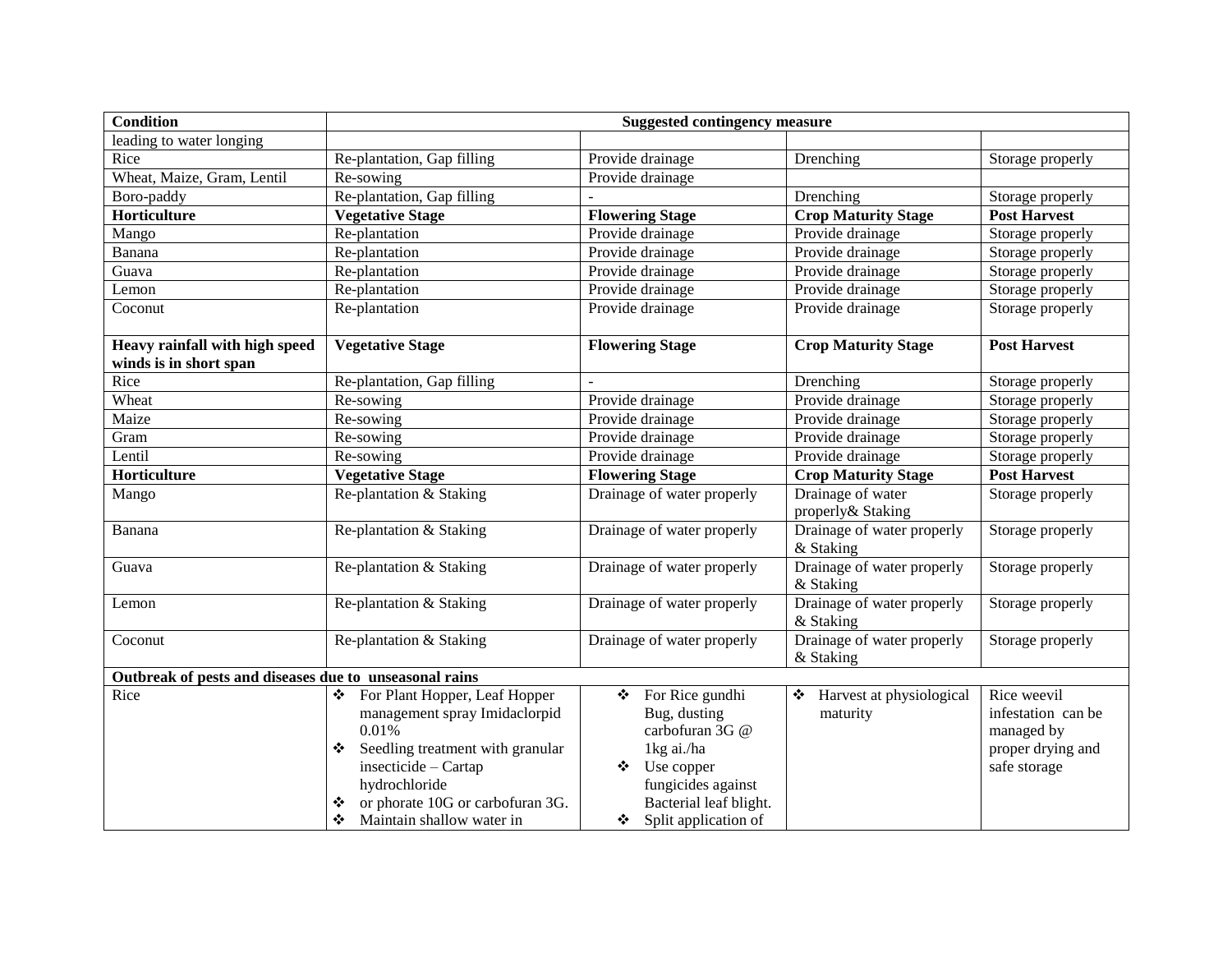| Condition | Suggested contingency measure | | | |
|---|---|---|---|---|
| leading to water longing | | | | |
| Rice | Re-plantation, Gap filling | Provide drainage | Drenching | Storage properly |
| Wheat, Maize, Gram, Lentil | Re-sowing | Provide drainage | | |
| Boro-paddy | Re-plantation, Gap filling | - | Drenching | Storage properly |
| **Horticulture** | **Vegetative Stage** | **Flowering Stage** | **Crop Maturity Stage** | **Post Harvest** |
| Mango | Re-plantation | Provide drainage | Provide drainage | Storage properly |
| Banana | Re-plantation | Provide drainage | Provide drainage | Storage properly |
| Guava | Re-plantation | Provide drainage | Provide drainage | Storage properly |
| Lemon | Re-plantation | Provide drainage | Provide drainage | Storage properly |
| Coconut | Re-plantation | Provide drainage | Provide drainage | Storage properly |
| **Heavy rainfall with high speed winds is in short span** | **Vegetative Stage** | **Flowering Stage** | **Crop Maturity Stage** | **Post Harvest** |
| Rice | Re-plantation, Gap filling | - | Drenching | Storage properly |
| Wheat | Re-sowing | Provide drainage | Provide drainage | Storage properly |
| Maize | Re-sowing | Provide drainage | Provide drainage | Storage properly |
| Gram | Re-sowing | Provide drainage | Provide drainage | Storage properly |
| Lentil | Re-sowing | Provide drainage | Provide drainage | Storage properly |
| **Horticulture** | **Vegetative Stage** | **Flowering Stage** | **Crop Maturity Stage** | **Post Harvest** |
| Mango | Re-plantation & Staking | Drainage of water properly | Drainage of water properly& Staking | Storage properly |
| Banana | Re-plantation & Staking | Drainage of water properly | Drainage of water properly & Staking | Storage properly |
| Guava | Re-plantation & Staking | Drainage of water properly | Drainage of water properly & Staking | Storage properly |
| Lemon | Re-plantation & Staking | Drainage of water properly | Drainage of water properly & Staking | Storage properly |
| Coconut | Re-plantation & Staking | Drainage of water properly | Drainage of water properly & Staking | Storage properly |
| **Outbreak of pests and diseases due to unseasonal rains** | | | | |
| Rice | ❖ For Plant Hopper, Leaf Hopper management spray Imidaclorpid 0.01%<br>❖ Seedling treatment with granular insecticide – Cartap hydrochloride<br>❖ or phorate 10G or carbofuran 3G.<br>❖ Maintain shallow water in | ❖ For Rice gundhi Bug, dusting carbofuran 3G @ 1kg ai./ha<br>❖ Use copper fungicides against Bacterial leaf blight.<br>❖ Split application of | ❖ Harvest at physiological maturity | Rice weevil infestation can be managed by proper drying and safe storage |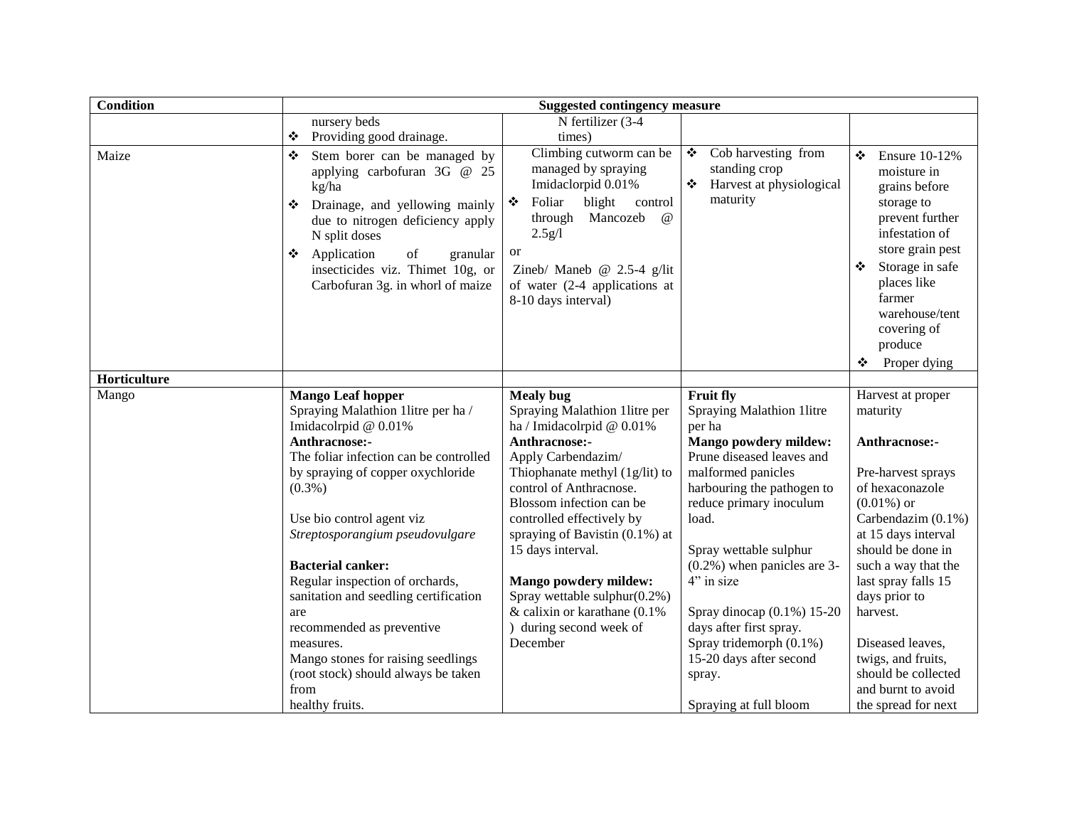| Condition | Suggested contingency measure | | | |
|---|---|---|---|---|
| | nursery beds<br>❖ Providing good drainage. | N fertilizer (3-4 times) | | |
| Maize | ❖ Stem borer can be managed by applying carbofuran 3G @ 25 kg/ha<br>❖ Drainage, and yellowing mainly due to nitrogen deficiency apply N split doses<br>❖ Application of granular insecticides viz. Thimet 10g, or Carbofuran 3g. in whorl of maize | Climbing cutworm can be managed by spraying Imidaclorpid 0.01%<br>❖ Foliar blight control through Mancozeb @ 2.5g/l<br>or<br>Zineb/ Maneb @ 2.5-4 g/lit of water (2-4 applications at 8-10 days interval) | ❖ Cob harvesting from standing crop<br>❖ Harvest at physiological maturity | ❖ Ensure 10-12% moisture in grains before storage to prevent further infestation of store grain pest<br>❖ Storage in safe places like farmer warehouse/tent covering of produce<br>❖ Proper dying |
| **Horticulture** | | | | |
| Mango | **Mango Leaf hopper**<br>Spraying Malathion 1litre per ha / Imidacolrpid @ 0.01%<br>**Anthracnose:-**<br>The foliar infection can be controlled by spraying of copper oxychloride (0.3%)<br><br>Use bio control agent viz *Streptosporangium pseudovulgare*<br><br>**Bacterial canker:**<br>Regular inspection of orchards, sanitation and seedling certification are recommended as preventive measures.<br>Mango stones for raising seedlings (root stock) should always be taken from healthy fruits. | **Mealy bug**<br>Spraying Malathion 1litre per ha / Imidacolrpid @ 0.01%<br>**Anthracnose:-**<br>Apply Carbendazim/ Thiophanate methyl (1g/lit) to control of Anthracnose. Blossom infection can be controlled effectively by spraying of Bavistin (0.1%) at 15 days interval.<br><br>**Mango powdery mildew:**<br>Spray wettable sulphur(0.2%) & calixin or karathane (0.1% ) during second week of December | **Fruit fly**<br>Spraying Malathion 1litre per ha<br>**Mango powdery mildew:**<br>Prune diseased leaves and malformed panicles harbouring the pathogen to reduce primary inoculum load.<br><br>Spray wettable sulphur (0.2%) when panicles are 3-4" in size<br><br>Spray dinocap (0.1%) 15-20 days after first spray.<br>Spray tridemorph (0.1%) 15-20 days after second spray.<br><br>Spraying at full bloom | Harvest at proper maturity<br><br>**Anthracnose:-**<br><br>Pre-harvest sprays of hexaconazole (0.01%) or Carbendazim (0.1%) at 15 days interval should be done in such a way that the last spray falls 15 days prior to harvest.<br><br>Diseased leaves, twigs, and fruits, should be collected and burnt to avoid the spread for next |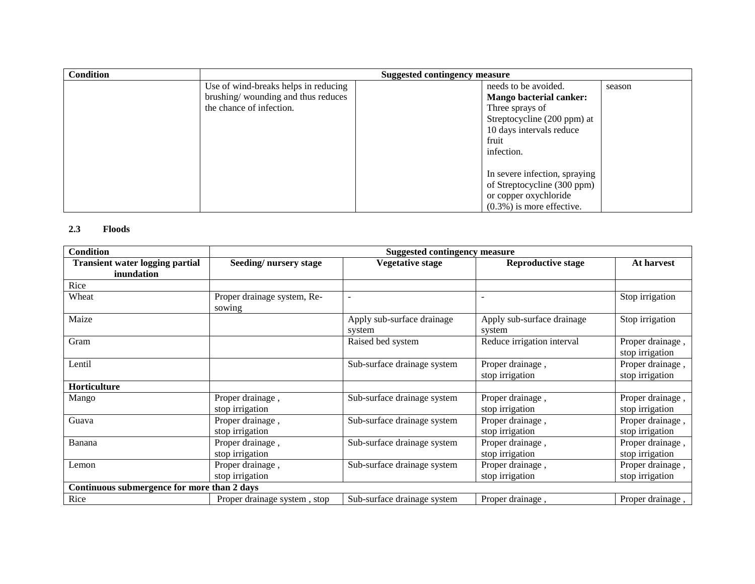| Condition | Suggested contingency measure | | | |
|---|---|---|---|---|
| | Use of wind-breaks helps in reducing brushing/ wounding and thus reduces the chance of infection. | | needs to be avoided. **Mango bacterial canker:** Three sprays of Streptocycline (200 ppm) at 10 days intervals reduce fruit infection.<br><br>In severe infection, spraying of Streptocycline (300 ppm) or copper oxychloride (0.3%) is more effective. | season |

### 2.3 Floods

| Condition | Suggested contingency measure | | | |
|---|---|---|---|---|
| **Transient water logging partial inundation** | **Seeding/ nursery stage** | **Vegetative stage** | **Reproductive stage** | **At harvest** |
| Rice | | | | |
| Wheat | Proper drainage system, Re-sowing | - | - | Stop irrigation |
| Maize | | Apply sub-surface drainage system | Apply sub-surface drainage system | Stop irrigation |
| Gram | | Raised bed system | Reduce irrigation interval | Proper drainage , stop irrigation |
| Lentil | | Sub-surface drainage system | Proper drainage , stop irrigation | Proper drainage , stop irrigation |
| **Horticulture** | | | | |
| Mango | Proper drainage , stop irrigation | Sub-surface drainage system | Proper drainage , stop irrigation | Proper drainage , stop irrigation |
| Guava | Proper drainage , stop irrigation | Sub-surface drainage system | Proper drainage , stop irrigation | Proper drainage , stop irrigation |
| Banana | Proper drainage , stop irrigation | Sub-surface drainage system | Proper drainage , stop irrigation | Proper drainage , stop irrigation |
| Lemon | Proper drainage , stop irrigation | Sub-surface drainage system | Proper drainage , stop irrigation | Proper drainage , stop irrigation |
| **Continuous submergence for more than 2 days** | | | | |
| Rice | Proper drainage system , stop | Sub-surface drainage system | Proper drainage , | Proper drainage , |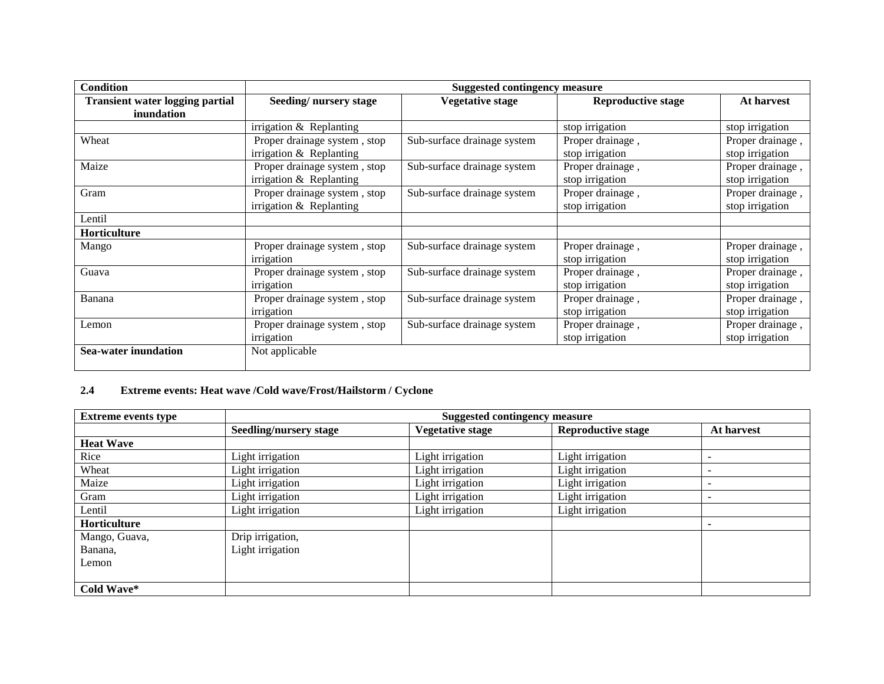| Condition | Suggested contingency measure | | | |
|---|---|---|---|---|
| **Transient water logging partial inundation** | **Seeding/ nursery stage** | **Vegetative stage** | **Reproductive stage** | **At harvest** |
| | irrigation & Replanting | | stop irrigation | stop irrigation |
| Wheat | Proper drainage system , stop irrigation & Replanting | Sub-surface drainage system | Proper drainage , stop irrigation | Proper drainage , stop irrigation |
| Maize | Proper drainage system , stop irrigation & Replanting | Sub-surface drainage system | Proper drainage , stop irrigation | Proper drainage , stop irrigation |
| Gram | Proper drainage system , stop irrigation & Replanting | Sub-surface drainage system | Proper drainage , stop irrigation | Proper drainage , stop irrigation |
| Lentil | | | | |
| **Horticulture** | | | | |
| Mango | Proper drainage system , stop irrigation | Sub-surface drainage system | Proper drainage , stop irrigation | Proper drainage , stop irrigation |
| Guava | Proper drainage system , stop irrigation | Sub-surface drainage system | Proper drainage , stop irrigation | Proper drainage , stop irrigation |
| Banana | Proper drainage system , stop irrigation | Sub-surface drainage system | Proper drainage , stop irrigation | Proper drainage , stop irrigation |
| Lemon | Proper drainage system , stop irrigation | Sub-surface drainage system | Proper drainage , stop irrigation | Proper drainage , stop irrigation |
| **Sea-water inundation** | Not applicable | | | |

### 2.4 Extreme events: Heat wave /Cold wave/Frost/Hailstorm / Cyclone

| Extreme events type | Suggested contingency measure | | | |
|---|---|---|---|---|
| | **Seedling/nursery stage** | **Vegetative stage** | **Reproductive stage** | **At harvest** |
| **Heat Wave** | | | | |
| Rice | Light irrigation | Light irrigation | Light irrigation | - |
| Wheat | Light irrigation | Light irrigation | Light irrigation | - |
| Maize | Light irrigation | Light irrigation | Light irrigation | - |
| Gram | Light irrigation | Light irrigation | Light irrigation | - |
| Lentil | Light irrigation | Light irrigation | Light irrigation | |
| **Horticulture** | | | | - |
| Mango, Guava, Banana, Lemon | Drip irrigation, Light irrigation | | | |
| **Cold Wave*** | | | | |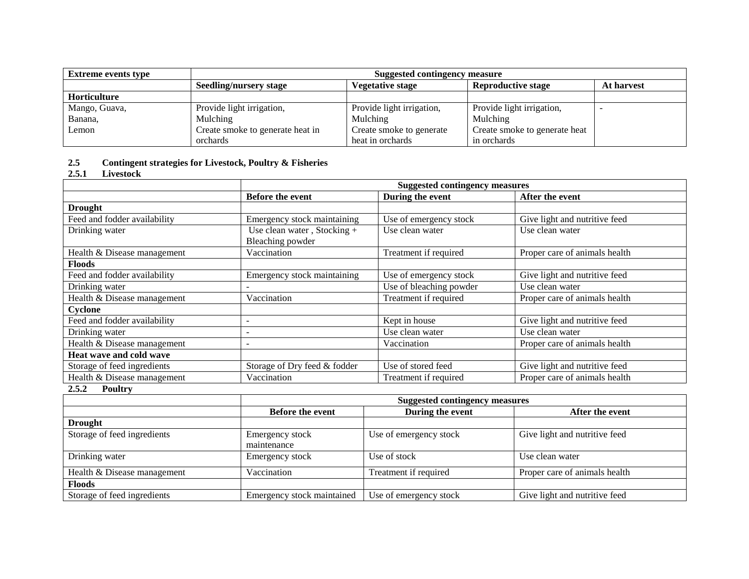| Extreme events type | Suggested contingency measure | | | |
|---|---|---|---|---|
| | **Seedling/nursery stage** | **Vegetative stage** | **Reproductive stage** | **At harvest** |
| **Horticulture** | | | | |
| Mango, Guava, Banana, Lemon | Provide light irrigation, Mulching Create smoke to generate heat in orchards | Provide light irrigation, Mulching Create smoke to generate heat in orchards | Provide light irrigation, Mulching Create smoke to generate heat in orchards | - |

## 2.5 Contingent strategies for Livestock, Poultry & Fisheries

### 2.5.1 Livestock

| | Suggested contingency measures | | |
|---|---|---|---|
| | **Before the event** | **During the event** | **After the event** |
| **Drought** | | | |
| Feed and fodder availability | Emergency stock maintaining | Use of emergency stock | Give light and nutritive feed |
| Drinking water | Use clean water , Stocking + Bleaching powder | Use clean water | Use clean water |
| Health & Disease management | Vaccination | Treatment if required | Proper care of animals health |
| **Floods** | | | |
| Feed and fodder availability | Emergency stock maintaining | Use of emergency stock | Give light and nutritive feed |
| Drinking water | - | Use of bleaching powder | Use clean water |
| Health & Disease management | Vaccination | Treatment if required | Proper care of animals health |
| **Cyclone** | | | |
| Feed and fodder availability | - | Kept in house | Give light and nutritive feed |
| Drinking water | - | Use clean water | Use clean water |
| Health & Disease management | - | Vaccination | Proper care of animals health |
| **Heat wave and cold wave** | | | |
| Storage of feed ingredients | Storage of Dry feed & fodder | Use of stored feed | Give light and nutritive feed |
| Health & Disease management | Vaccination | Treatment if required | Proper care of animals health |

### 2.5.2 Poultry

| | Suggested contingency measures | | |
|---|---|---|---|
| | **Before the event** | **During the event** | **After the event** |
| **Drought** | | | |
| Storage of feed ingredients | Emergency stock maintenance | Use of emergency stock | Give light and nutritive feed |
| Drinking water | Emergency stock | Use of stock | Use clean water |
| Health & Disease management | Vaccination | Treatment if required | Proper care of animals health |
| **Floods** | | | |
| Storage of feed ingredients | Emergency stock maintained | Use of emergency stock | Give light and nutritive feed |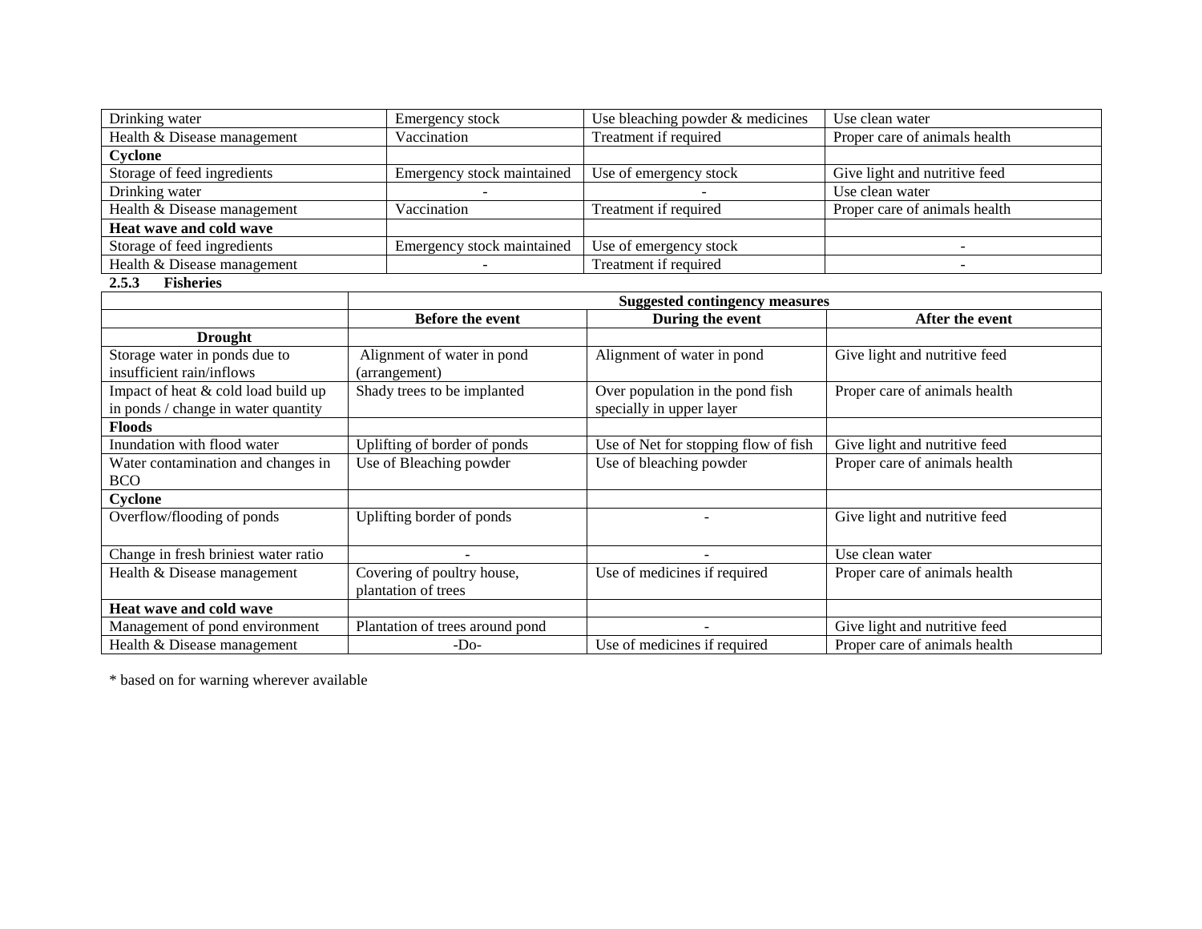| | | | |
|---|---|---|---|
| Drinking water | Emergency stock | Use bleaching powder & medicines | Use clean water |
| Health & Disease management | Vaccination | Treatment if required | Proper care of animals health |
| **Cyclone** | | | |
| Storage of feed ingredients | Emergency stock maintained | Use of emergency stock | Give light and nutritive feed |
| Drinking water | - | - | Use clean water |
| Health & Disease management | Vaccination | Treatment if required | Proper care of animals health |
| **Heat wave and cold wave** | | | |
| Storage of feed ingredients | Emergency stock maintained | Use of emergency stock | - |
| Health & Disease management | - | Treatment if required | - |

### 2.5.3 Fisheries

| | Suggested contingency measures | | |
|---|---|---|---|
| | **Before the event** | **During the event** | **After the event** |
| **Drought** | | | |
| Storage water in ponds due to insufficient rain/inflows | Alignment of water in pond (arrangement) | Alignment of water in pond | Give light and nutritive feed |
| Impact of heat & cold load build up in ponds / change in water quantity | Shady trees to be implanted | Over population in the pond fish specially in upper layer | Proper care of animals health |
| **Floods** | | | |
| Inundation with flood water | Uplifting of border of ponds | Use of Net for stopping flow of fish | Give light and nutritive feed |
| Water contamination and changes in BCO | Use of Bleaching powder | Use of bleaching powder | Proper care of animals health |
| **Cyclone** | | | |
| Overflow/flooding of ponds | Uplifting border of ponds | - | Give light and nutritive feed |
| Change in fresh briniest water ratio | - | - | Use clean water |
| Health & Disease management | Covering of poultry house, plantation of trees | Use of medicines if required | Proper care of animals health |
| **Heat wave and cold wave** | | | |
| Management of pond environment | Plantation of trees around pond | - | Give light and nutritive feed |
| Health & Disease management | -Do- | Use of medicines if required | Proper care of animals health |

* based on for warning wherever available